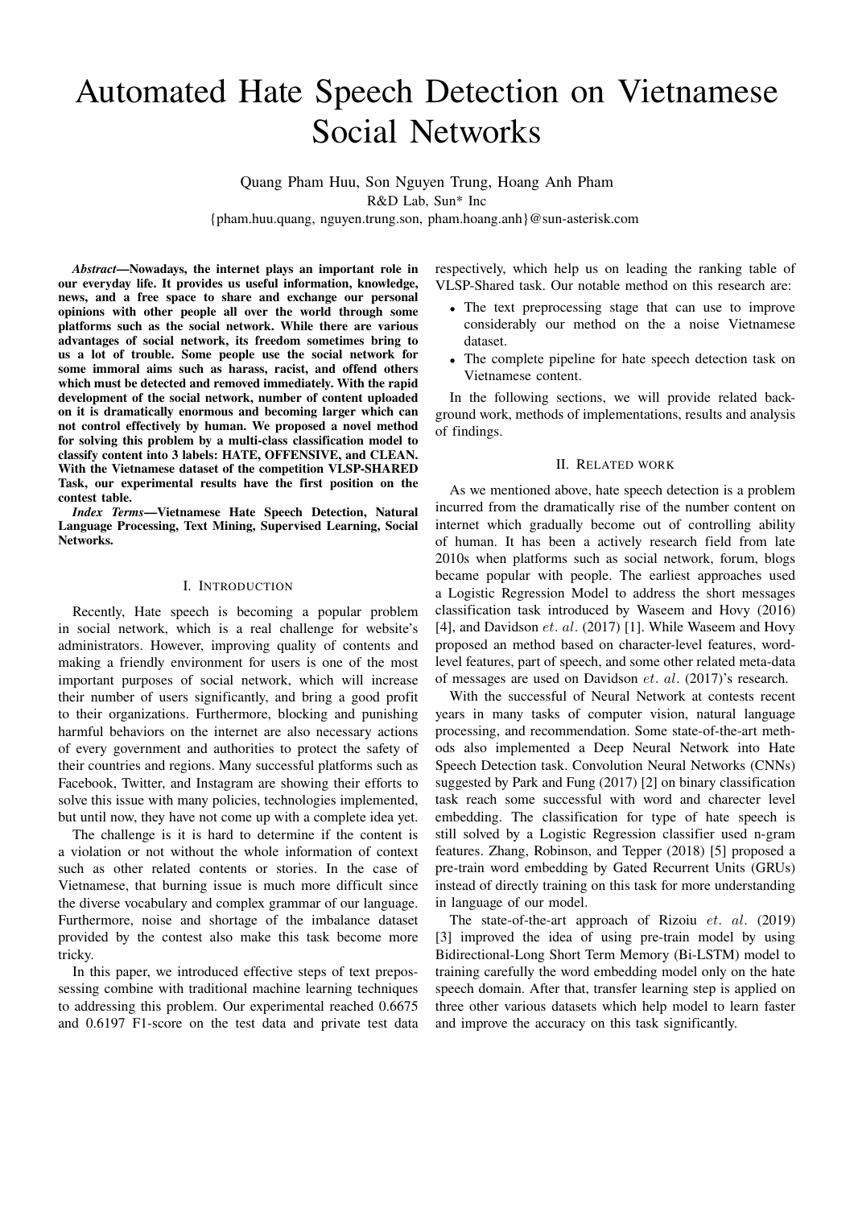# Automated Hate Speech Detection on Vietnamese Social Networks

Quang Pham Huu, Son Nguyen Trung, Hoang Anh Pham
R&D Lab, Sun* Inc
{pham.huu.quang, nguyen.trung.son, pham.hoang.anh}@sun-asterisk.com

***Abstract*—Nowadays, the internet plays an important role in our everyday life. It provides us useful information, knowledge, news, and a free space to share and exchange our personal opinions with other people all over the world through some platforms such as the social network. While there are various advantages of social network, its freedom sometimes bring to us a lot of trouble. Some people use the social network for some immoral aims such as harass, racist, and offend others which must be detected and removed immediately. With the rapid development of the social network, number of content uploaded on it is dramatically enormous and becoming larger which can not control effectively by human. We proposed a novel method for solving this problem by a multi-class classification model to classify content into 3 labels: HATE, OFFENSIVE, and CLEAN. With the Vietnamese dataset of the competition VLSP-SHARED Task, our experimental results have the first position on the contest table.**

***Index Terms*—Vietnamese Hate Speech Detection, Natural Language Processing, Text Mining, Supervised Learning, Social Networks.**

## I. Introduction

Recently, Hate speech is becoming a popular problem in social network, which is a real challenge for website's administrators. However, improving quality of contents and making a friendly environment for users is one of the most important purposes of social network, which will increase their number of users significantly, and bring a good profit to their organizations. Furthermore, blocking and punishing harmful behaviors on the internet are also necessary actions of every government and authorities to protect the safety of their countries and regions. Many successful platforms such as Facebook, Twitter, and Instagram are showing their efforts to solve this issue with many policies, technologies implemented, but until now, they have not come up with a complete idea yet.

The challenge is it is hard to determine if the content is a violation or not without the whole information of context such as other related contents or stories. In the case of Vietnamese, that burning issue is much more difficult since the diverse vocabulary and complex grammar of our language. Furthermore, noise and shortage of the imbalance dataset provided by the contest also make this task become more tricky.

In this paper, we introduced effective steps of text preposessing combine with traditional machine learning techniques to addressing this problem. Our experimental reached 0.6675 and 0.6197 F1-score on the test data and private test data respectively, which help us on leading the ranking table of VLSP-Shared task. Our notable method on this research are:

- The text preprocessing stage that can use to improve considerably our method on the a noise Vietnamese dataset.
- The complete pipeline for hate speech detection task on Vietnamese content.

In the following sections, we will provide related background work, methods of implementations, results and analysis of findings.

## II. Related work

As we mentioned above, hate speech detection is a problem incurred from the dramatically rise of the number content on internet which gradually become out of controlling ability of human. It has been a actively research field from late 2010s when platforms such as social network, forum, blogs became popular with people. The earliest approaches used a Logistic Regression Model to address the short messages classification task introduced by Waseem and Hovy (2016) [4], and Davidson *et. al.* (2017) [1]. While Waseem and Hovy proposed an method based on character-level features, word-level features, part of speech, and some other related meta-data of messages are used on Davidson *et. al.* (2017)'s research.

With the successful of Neural Network at contests recent years in many tasks of computer vision, natural language processing, and recommendation. Some state-of-the-art methods also implemented a Deep Neural Network into Hate Speech Detection task. Convolution Neural Networks (CNNs) suggested by Park and Fung (2017) [2] on binary classification task reach some successful with word and charecter level embedding. The classification for type of hate speech is still solved by a Logistic Regression classifier used n-gram features. Zhang, Robinson, and Tepper (2018) [5] proposed a pre-train word embedding by Gated Recurrent Units (GRUs) instead of directly training on this task for more understanding in language of our model.

The state-of-the-art approach of Rizoiu *et. al.* (2019) [3] improved the idea of using pre-train model by using Bidirectional-Long Short Term Memory (Bi-LSTM) model to training carefully the word embedding model only on the hate speech domain. After that, transfer learning step is applied on three other various datasets which help model to learn faster and improve the accuracy on this task significantly.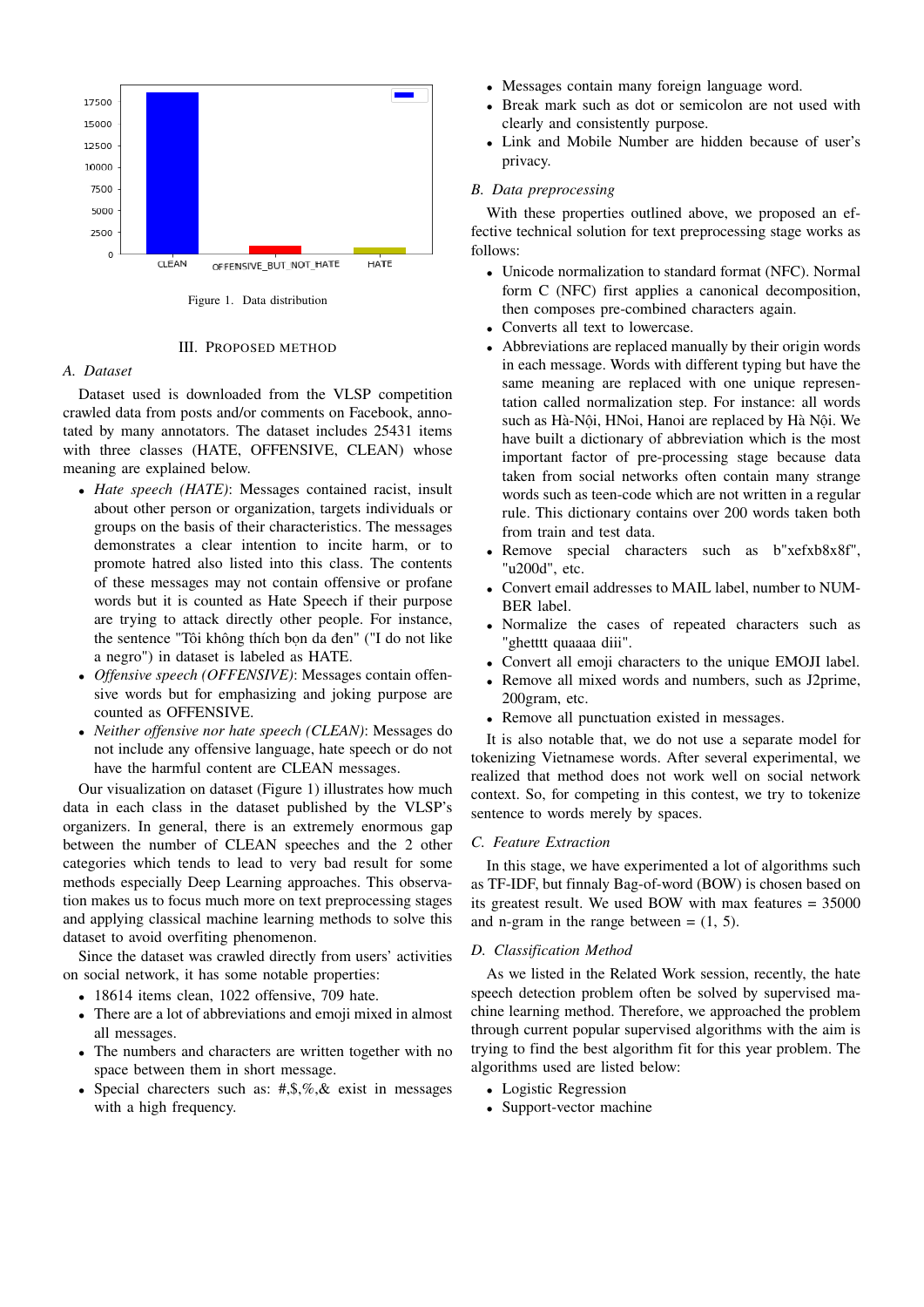17500
15000
12500
10000
7500
5000
2500
0
CLEAN
OFFENSIVE_BUT_NOT_HATE
HATE

Figure 1. Data distribution

## III. Proposed method

### A. Dataset

Dataset used is downloaded from the VLSP competition crawled data from posts and/or comments on Facebook, annotated by many annotators. The dataset includes 25431 items with three classes (HATE, OFFENSIVE, CLEAN) whose meaning are explained below.

- *Hate speech (HATE)*: Messages contained racist, insult about other person or organization, targets individuals or groups on the basis of their characteristics. The messages demonstrates a clear intention to incite harm, or to promote hatred also listed into this class. The contents of these messages may not contain offensive or profane words but it is counted as Hate Speech if their purpose are trying to attack directly other people. For instance, the sentence "Tôi không thích bọn da đen" ("I do not like a negro") in dataset is labeled as HATE.
- *Offensive speech (OFFENSIVE)*: Messages contain offensive words but for emphasizing and joking purpose are counted as OFFENSIVE.
- *Neither offensive nor hate speech (CLEAN)*: Messages do not include any offensive language, hate speech or do not have the harmful content are CLEAN messages.

Our visualization on dataset (Figure 1) illustrates how much data in each class in the dataset published by the VLSP's organizers. In general, there is an extremely enormous gap between the number of CLEAN speeches and the 2 other categories which tends to lead to very bad result for some methods especially Deep Learning approaches. This observation makes us to focus much more on text preprocessing stages and applying classical machine learning methods to solve this dataset to avoid overfiting phenomenon.

Since the dataset was crawled directly from users' activities on social network, it has some notable properties:

- 18614 items clean, 1022 offensive, 709 hate.
- There are a lot of abbreviations and emoji mixed in almost all messages.
- The numbers and characters are written together with no space between them in short message.
- Special charecters such as: #,$,%,& exist in messages with a high frequency.
- Messages contain many foreign language word.
- Break mark such as dot or semicolon are not used with clearly and consistently purpose.
- Link and Mobile Number are hidden because of user's privacy.

### B. Data preprocessing

With these properties outlined above, we proposed an effective technical solution for text preprocessing stage works as follows:

- Unicode normalization to standard format (NFC). Normal form C (NFC) first applies a canonical decomposition, then composes pre-combined characters again.
- Converts all text to lowercase.
- Abbreviations are replaced manually by their origin words in each message. Words with different typing but have the same meaning are replaced with one unique representation called normalization step. For instance: all words such as Hà-Nội, HNoi, Hanoi are replaced by Hà Nội. We have built a dictionary of abbreviation which is the most important factor of pre-processing stage because data taken from social networks often contain many strange words such as teen-code which are not written in a regular rule. This dictionary contains over 200 words taken both from train and test data.
- Remove special characters such as b"xefxb8x8f", "u200d", etc.
- Convert email addresses to MAIL label, number to NUMBER label.
- Normalize the cases of repeated characters such as "ghetttt quaaaa diii".
- Convert all emoji characters to the unique EMOJI label.
- Remove all mixed words and numbers, such as J2prime, 200gram, etc.
- Remove all punctuation existed in messages.

It is also notable that, we do not use a separate model for tokenizing Vietnamese words. After several experimental, we realized that method does not work well on social network context. So, for competing in this contest, we try to tokenize sentence to words merely by spaces.

### C. Feature Extraction

In this stage, we have experimented a lot of algorithms such as TF-IDF, but finnaly Bag-of-word (BOW) is chosen based on its greatest result. We used BOW with max features = 35000 and n-gram in the range between = (1, 5).

### D. Classification Method

As we listed in the Related Work session, recently, the hate speech detection problem often be solved by supervised machine learning method. Therefore, we approached the problem through current popular supervised algorithms with the aim is trying to find the best algorithm fit for this year problem. The algorithms used are listed below:

- Logistic Regression
- Support-vector machine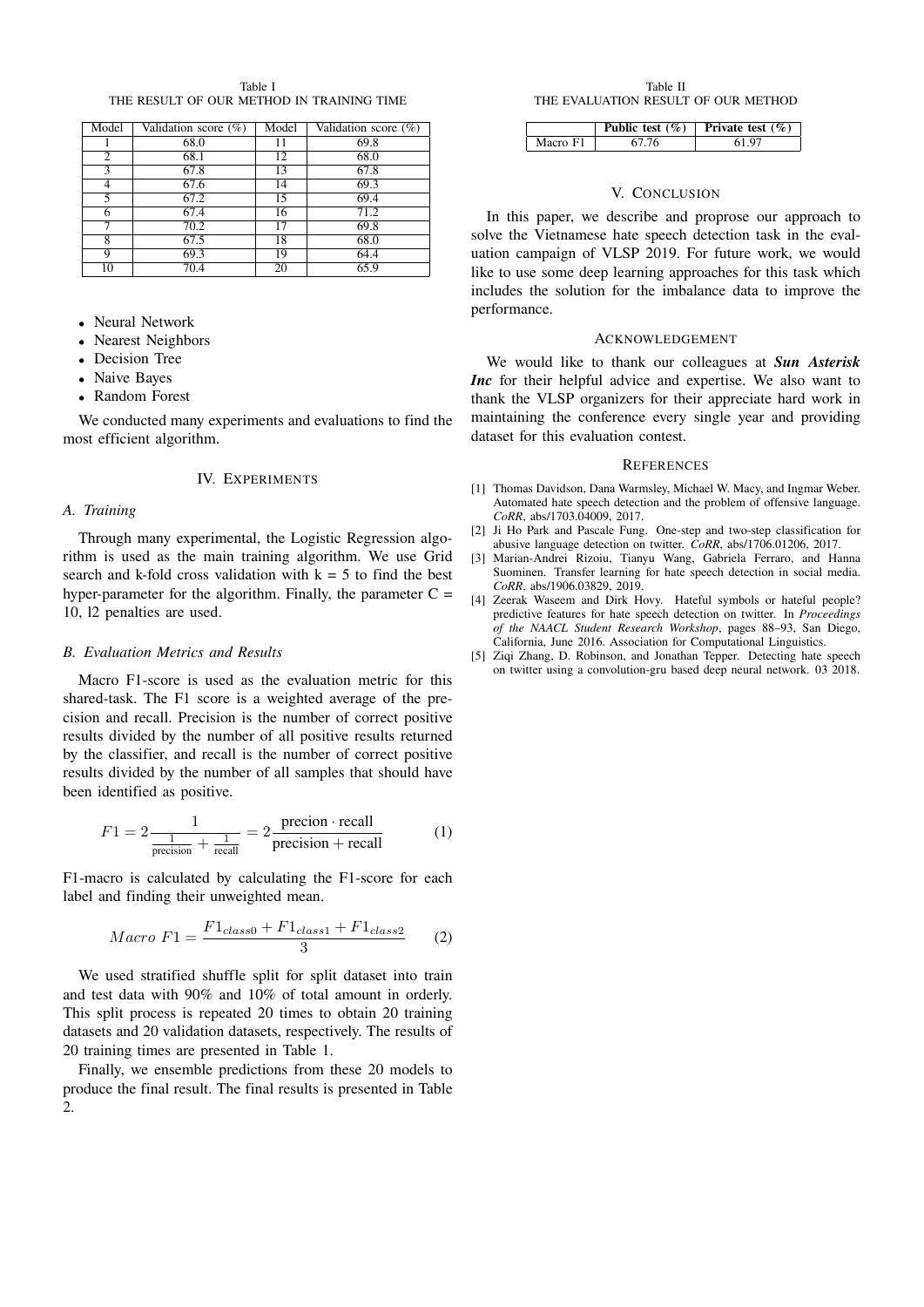Table I
THE RESULT OF OUR METHOD IN TRAINING TIME

| Model | Validation score (%) | Model | Validation score (%) |
|---|---|---|---|
| 1 | 68.0 | 11 | 69.8 |
| 2 | 68.1 | 12 | 68.0 |
| 3 | 67.8 | 13 | 67.8 |
| 4 | 67.6 | 14 | 69.3 |
| 5 | 67.2 | 15 | 69.4 |
| 6 | 67.4 | 16 | 71.2 |
| 7 | 70.2 | 17 | 69.8 |
| 8 | 67.5 | 18 | 68.0 |
| 9 | 69.3 | 19 | 64.4 |
| 10 | 70.4 | 20 | 65.9 |

- Neural Network
- Nearest Neighbors
- Decision Tree
- Naive Bayes
- Random Forest

We conducted many experiments and evaluations to find the most efficient algorithm.

## IV. EXPERIMENTS

### A. Training

Through many experimental, the Logistic Regression algorithm is used as the main training algorithm. We use Grid search and k-fold cross validation with k = 5 to find the best hyper-parameter for the algorithm. Finally, the parameter C = 10, l2 penalties are used.

### B. Evaluation Metrics and Results

Macro F1-score is used as the evaluation metric for this shared-task. The F1 score is a weighted average of the precision and recall. Precision is the number of correct positive results divided by the number of all positive results returned by the classifier, and recall is the number of correct positive results divided by the number of all samples that should have been identified as positive.

$$F1 = 2\frac{1}{\frac{1}{\text{precision}} + \frac{1}{\text{recall}}} = 2\frac{\text{precion} \cdot \text{recall}}{\text{precision} + \text{recall}} \quad (1)$$

F1-macro is calculated by calculating the F1-score for each label and finding their unweighted mean.

$$Macro\ F1 = \frac{F1_{class0} + F1_{class1} + F1_{class2}}{3} \quad (2)$$

We used stratified shuffle split for split dataset into train and test data with 90% and 10% of total amount in orderly. This split process is repeated 20 times to obtain 20 training datasets and 20 validation datasets, respectively. The results of 20 training times are presented in Table 1.

Finally, we ensemble predictions from these 20 models to produce the final result. The final results is presented in Table 2.

Table II
THE EVALUATION RESULT OF OUR METHOD

| | **Public test (%)** | **Private test (%)** |
|---|---|---|
| Macro F1 | 67.76 | 61.97 |

## V. CONCLUSION

In this paper, we describe and proprose our approach to solve the Vietnamese hate speech detection task in the evaluation campaign of VLSP 2019. For future work, we would like to use some deep learning approaches for this task which includes the solution for the imbalance data to improve the performance.

## ACKNOWLEDGEMENT

We would like to thank our colleagues at ***Sun Asterisk Inc*** for their helpful advice and expertise. We also want to thank the VLSP organizers for their appreciate hard work in maintaining the conference every single year and providing dataset for this evaluation contest.

## REFERENCES

[1] Thomas Davidson, Dana Warmsley, Michael W. Macy, and Ingmar Weber. Automated hate speech detection and the problem of offensive language. *CoRR*, abs/1703.04009, 2017.

[2] Ji Ho Park and Pascale Fung. One-step and two-step classification for abusive language detection on twitter. *CoRR*, abs/1706.01206, 2017.

[3] Marian-Andrei Rizoiu, Tianyu Wang, Gabriela Ferraro, and Hanna Suominen. Transfer learning for hate speech detection in social media. *CoRR*, abs/1906.03829, 2019.

[4] Zeerak Waseem and Dirk Hovy. Hateful symbols or hateful people? predictive features for hate speech detection on twitter. In *Proceedings of the NAACL Student Research Workshop*, pages 88–93, San Diego, California, June 2016. Association for Computational Linguistics.

[5] Ziqi Zhang, D. Robinson, and Jonathan Tepper. Detecting hate speech on twitter using a convolution-gru based deep neural network. 03 2018.